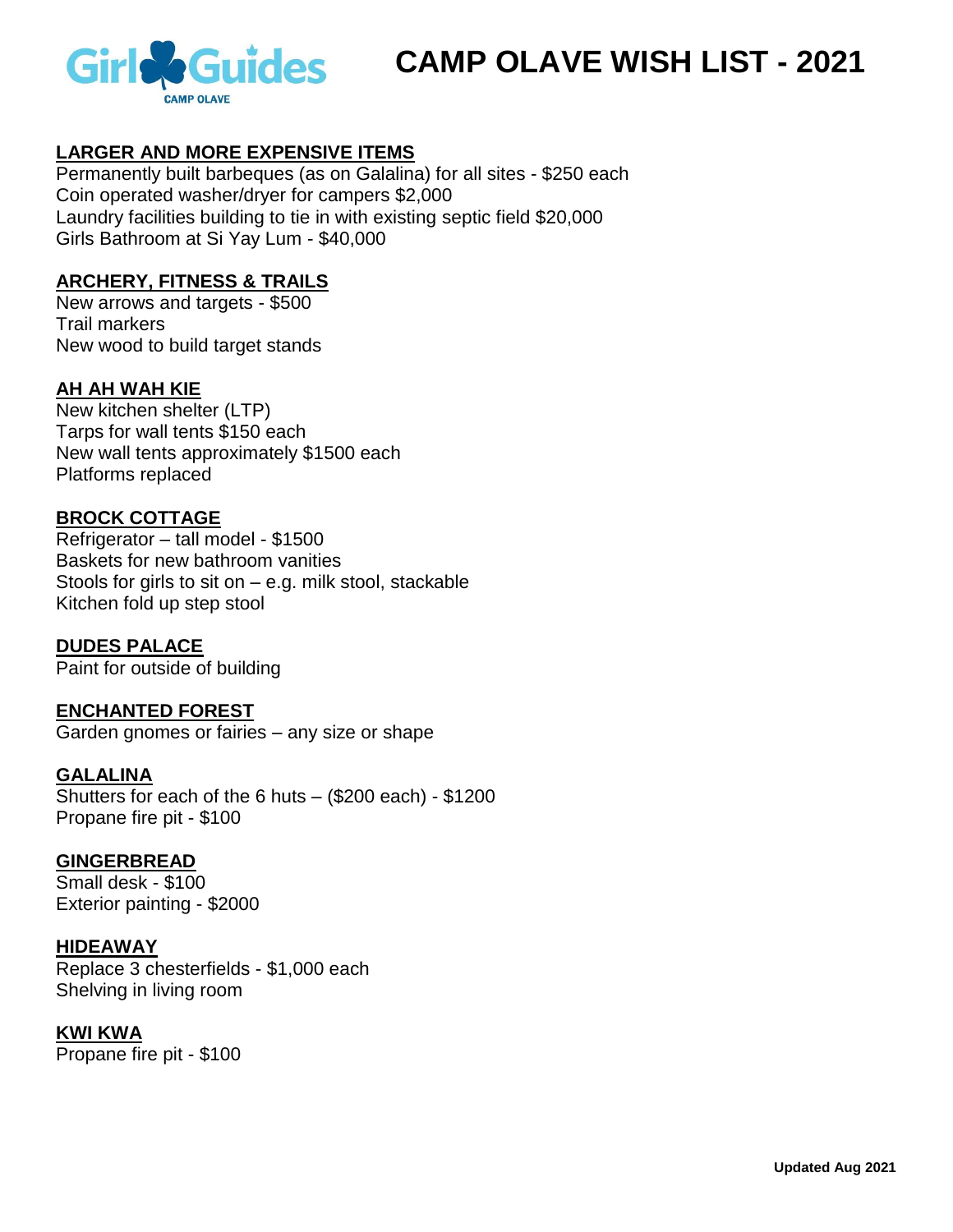# CAMP OLAVE WISH LIST - 2021

## LARGER AND MORE EXPENSIVE ITEMS

Permanently built barbeques (as on Galalina) for all sites - $250 each
Coin operated washer/dryer for campers $2,000
Laundry facilities building to tie in with existing septic field $20,000
Girls Bathroom at Si Yay Lum - $40,000

## ARCHERY, FITNESS & TRAILS

New arrows and targets - $500
Trail markers
New wood to build target stands

## AH AH WAH KIE

New kitchen shelter (LTP)
Tarps for wall tents $150 each
New wall tents approximately $1500 each
Platforms replaced

## BROCK COTTAGE

Refrigerator – tall model - $1500
Baskets for new bathroom vanities
Stools for girls to sit on – e.g. milk stool, stackable
Kitchen fold up step stool

## DUDES PALACE

Paint for outside of building

## ENCHANTED FOREST

Garden gnomes or fairies – any size or shape

## GALALINA

Shutters for each of the 6 huts – ($200 each) - $1200
Propane fire pit - $100

## GINGERBREAD

Small desk - $100
Exterior painting - $2000

## HIDEAWAY

Replace 3 chesterfields - $1,000 each
Shelving in living room

## KWI KWA

Propane fire pit - $100

**Updated Aug 2021**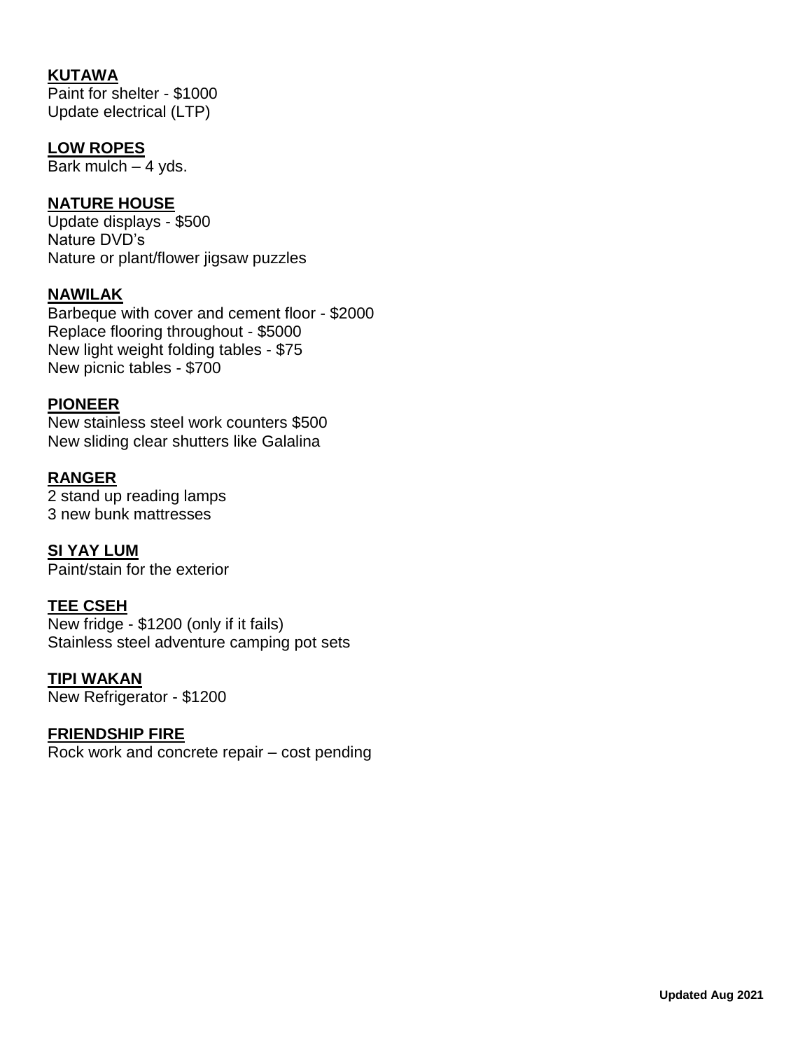**KUTAWA**
Paint for shelter - $1000
Update electrical (LTP)

**LOW ROPES**
Bark mulch – 4 yds.

**NATURE HOUSE**
Update displays - $500
Nature DVD's
Nature or plant/flower jigsaw puzzles

**NAWILAK**
Barbeque with cover and cement floor - $2000
Replace flooring throughout - $5000
New light weight folding tables - $75
New picnic tables - $700

**PIONEER**
New stainless steel work counters $500
New sliding clear shutters like Galalina

**RANGER**
2 stand up reading lamps
3 new bunk mattresses

**SI YAY LUM**
Paint/stain for the exterior

**TEE CSEH**
New fridge - $1200 (only if it fails)
Stainless steel adventure camping pot sets

**TIPI WAKAN**
New Refrigerator - $1200

**FRIENDSHIP FIRE**
Rock work and concrete repair – cost pending

**Updated Aug 2021**